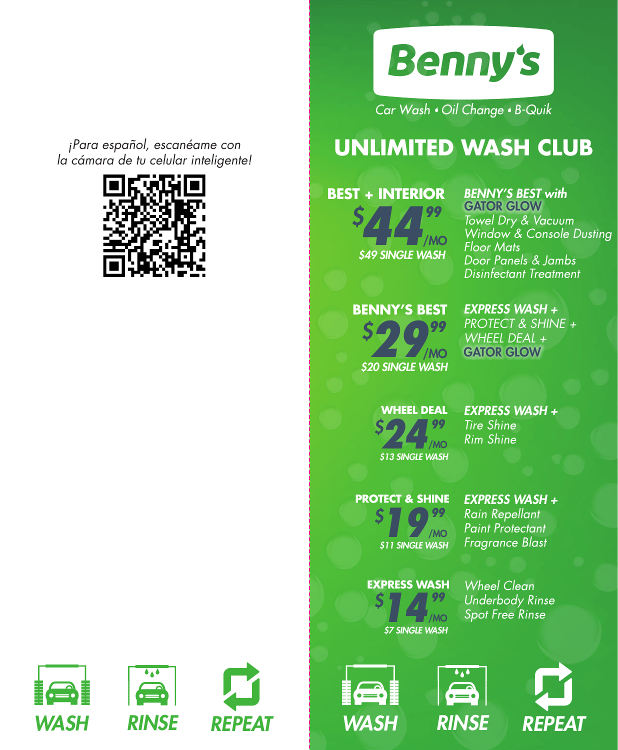*¡Para español, escanéame con la cámara de tu celular inteligente!*

WASH RINSE REPEAT

# Benny's

*Car Wash • Oil Change • B-Quik*

## UNLIMITED WASH CLUB

### BEST + INTERIOR

**$44.99/MO**

*$49 SINGLE WASH*

*BENNY'S BEST with GATOR GLOW*
*Towel Dry & Vacuum*
*Window & Console Dusting*
*Floor Mats*
*Door Panels & Jambs*
*Disinfectant Treatment*

### BENNY'S BEST

**$29.99/MO**

*$20 SINGLE WASH*

*EXPRESS WASH +*
*PROTECT & SHINE +*
*WHEEL DEAL +*
*GATOR GLOW*

### WHEEL DEAL

**$24.99/MO**

*$13 SINGLE WASH*

*EXPRESS WASH +*
*Tire Shine*
*Rim Shine*

### PROTECT & SHINE

**$19.99/MO**

*$11 SINGLE WASH*

*EXPRESS WASH +*
*Rain Repellant*
*Paint Protectant*
*Fragrance Blast*

### EXPRESS WASH

**$14.99/MO**

*$7 SINGLE WASH*

*Wheel Clean*
*Underbody Rinse*
*Spot Free Rinse*

WASH RINSE REPEAT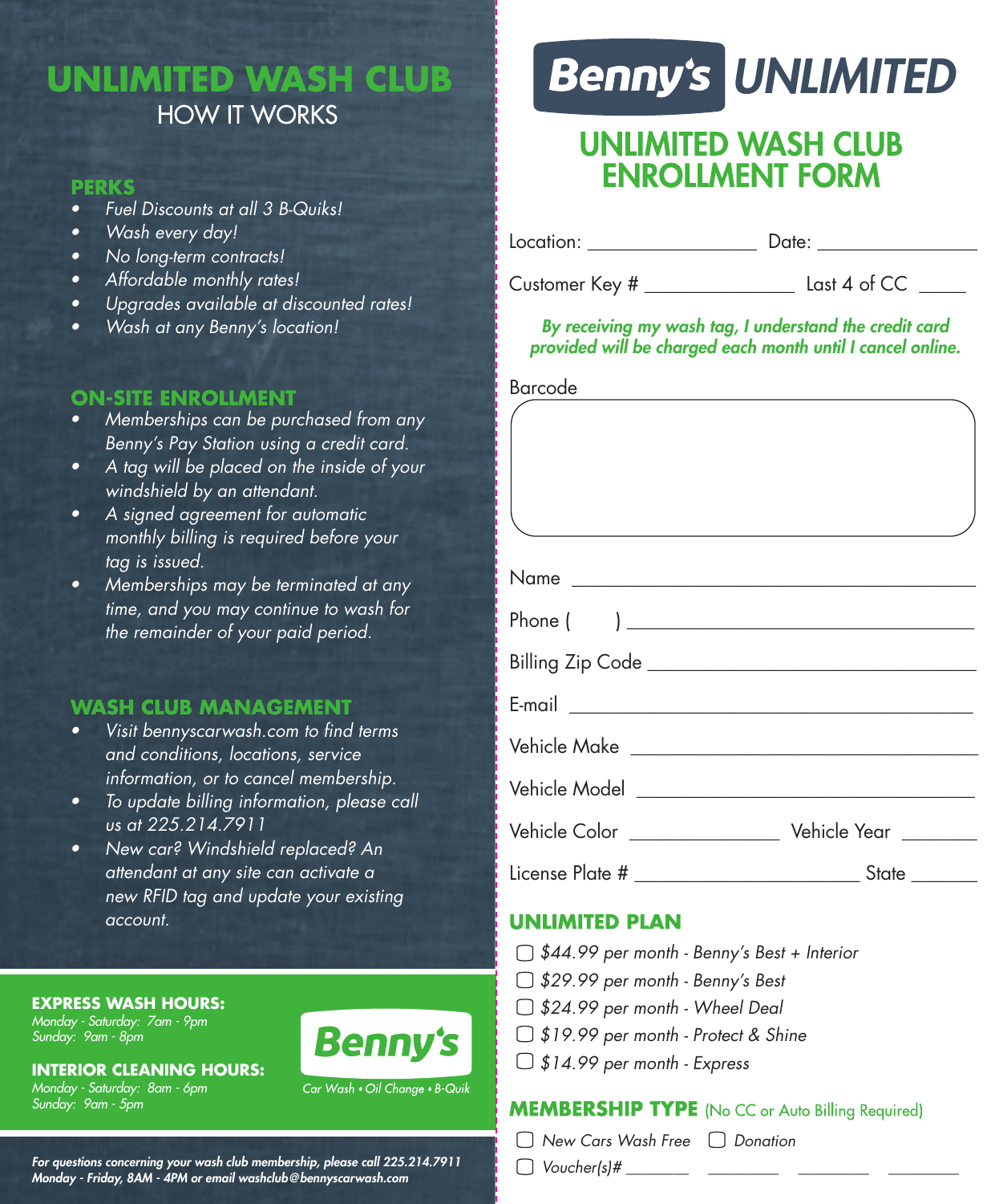# UNLIMITED WASH CLUB

HOW IT WORKS

## PERKS

- *Fuel Discounts at all 3 B-Quiks!*
- *Wash every day!*
- *No long-term contracts!*
- *Affordable monthly rates!*
- *Upgrades available at discounted rates!*
- *Wash at any Benny's location!*

## ON-SITE ENROLLMENT

- *Memberships can be purchased from any Benny's Pay Station using a credit card.*
- *A tag will be placed on the inside of your windshield by an attendant.*
- *A signed agreement for automatic monthly billing is required before your tag is issued.*
- *Memberships may be terminated at any time, and you may continue to wash for the remainder of your paid period.*

## WASH CLUB MANAGEMENT

- *Visit bennyscarwash.com to find terms and conditions, locations, service information, or to cancel membership.*
- *To update billing information, please call us at 225.214.7911*
- *New car? Windshield replaced? An attendant at any site can activate a new RFID tag and update your existing account.*

**EXPRESS WASH HOURS:**
*Monday - Saturday: 7am - 9pm*
*Sunday: 9am - 8pm*

**INTERIOR CLEANING HOURS:**
*Monday - Saturday: 8am - 6pm*
*Sunday: 9am - 5pm*

**Benny's**
*Car Wash • Oil Change • B-Quik*

***For questions concerning your wash club membership, please call 225.214.7911 Monday - Friday, 8AM - 4PM or email washclub@bennyscarwash.com***

---

**Benny's UNLIMITED**

# UNLIMITED WASH CLUB ENROLLMENT FORM

Location: ________________ Date: ________________

Customer Key # ______________ Last 4 of CC _____

***By receiving my wash tag, I understand the credit card provided will be charged each month until I cancel online.***

Barcode

Name ________________________________

Phone (      ) ________________________________

Billing Zip Code ________________________________

E-mail ________________________________

Vehicle Make ________________________________

Vehicle Model ________________________________

Vehicle Color ______________ Vehicle Year _______

License Plate # ____________________ State ______

## UNLIMITED PLAN

- ☐ *$44.99 per month - Benny's Best + Interior*
- ☐ *$29.99 per month - Benny's Best*
- ☐ *$24.99 per month - Wheel Deal*
- ☐ *$19.99 per month - Protect & Shine*
- ☐ *$14.99 per month - Express*

## MEMBERSHIP TYPE (No CC or Auto Billing Required)

☐ *New Cars Wash Free* ☐ *Donation*

☐ *Voucher(s)#* _______ _______ _______ _______